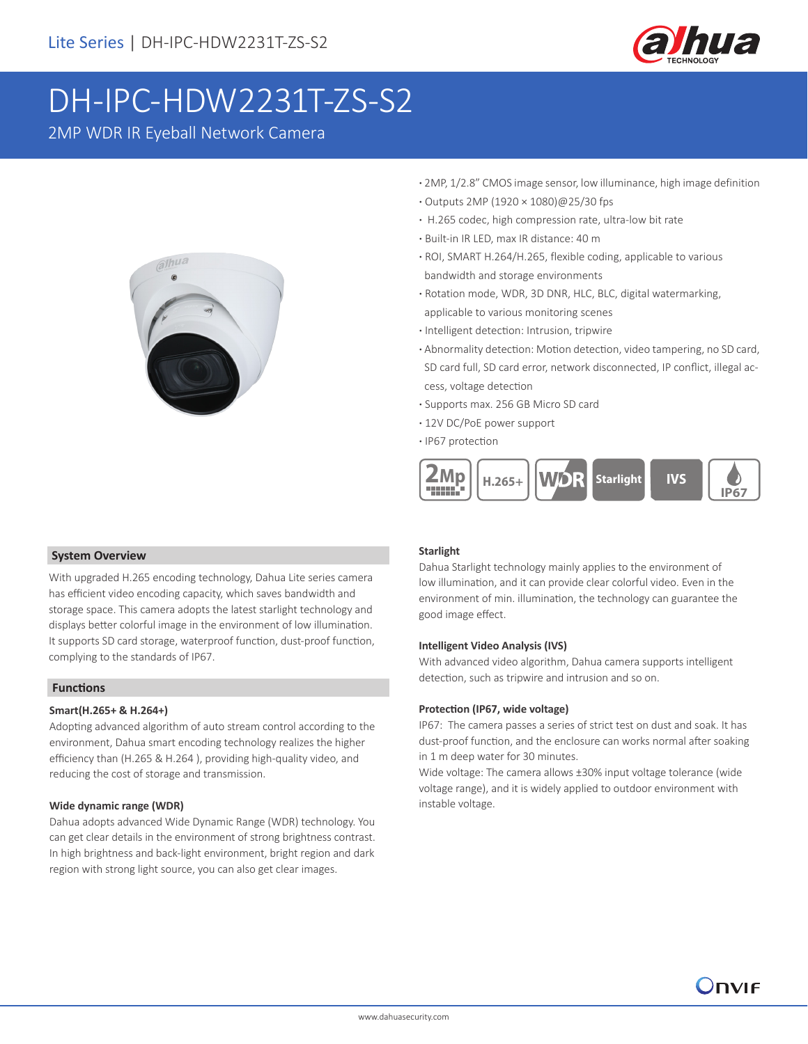# DH-IPC-HDW2231T-ZS-S2

2MP WDR IR Eyeball Network Camera

- 2MP, 1/2.8" CMOS image sensor, low illuminance, high image definition
- Outputs 2MP (1920 × 1080)@25/30 fps
- H.265 codec, high compression rate, ultra-low bit rate
- Built-in IR LED, max IR distance: 40 m
- ROI, SMART H.264/H.265, flexible coding, applicable to various bandwidth and storage environments
- Rotation mode, WDR, 3D DNR, HLC, BLC, digital watermarking, applicable to various monitoring scenes
- Intelligent detection: Intrusion, tripwire
- Abnormality detection: Motion detection, video tampering, no SD card, SD card full, SD card error, network disconnected, IP conflict, illegal access, voltage detection
- Supports max. 256 GB Micro SD card
- 12V DC/PoE power support
- IP67 protection

## System Overview

With upgraded H.265 encoding technology, Dahua Lite series camera has efficient video encoding capacity, which saves bandwidth and storage space. This camera adopts the latest starlight technology and displays better colorful image in the environment of low illumination. It supports SD card storage, waterproof function, dust-proof function, complying to the standards of IP67.

## Functions

### Smart(H.265+ & H.264+)

Adopting advanced algorithm of auto stream control according to the environment, Dahua smart encoding technology realizes the higher efficiency than (H.265 & H.264 ), providing high-quality video, and reducing the cost of storage and transmission.

### Wide dynamic range (WDR)

Dahua adopts advanced Wide Dynamic Range (WDR) technology. You can get clear details in the environment of strong brightness contrast. In high brightness and back-light environment, bright region and dark region with strong light source, you can also get clear images.

### Starlight

Dahua Starlight technology mainly applies to the environment of low illumination, and it can provide clear colorful video. Even in the environment of min. illumination, the technology can guarantee the good image effect.

### Intelligent Video Analysis (IVS)

With advanced video algorithm, Dahua camera supports intelligent detection, such as tripwire and intrusion and so on.

### Protection (IP67, wide voltage)

IP67: The camera passes a series of strict test on dust and soak. It has dust-proof function, and the enclosure can works normal after soaking in 1 m deep water for 30 minutes.

Wide voltage: The camera allows ±30% input voltage tolerance (wide voltage range), and it is widely applied to outdoor environment with instable voltage.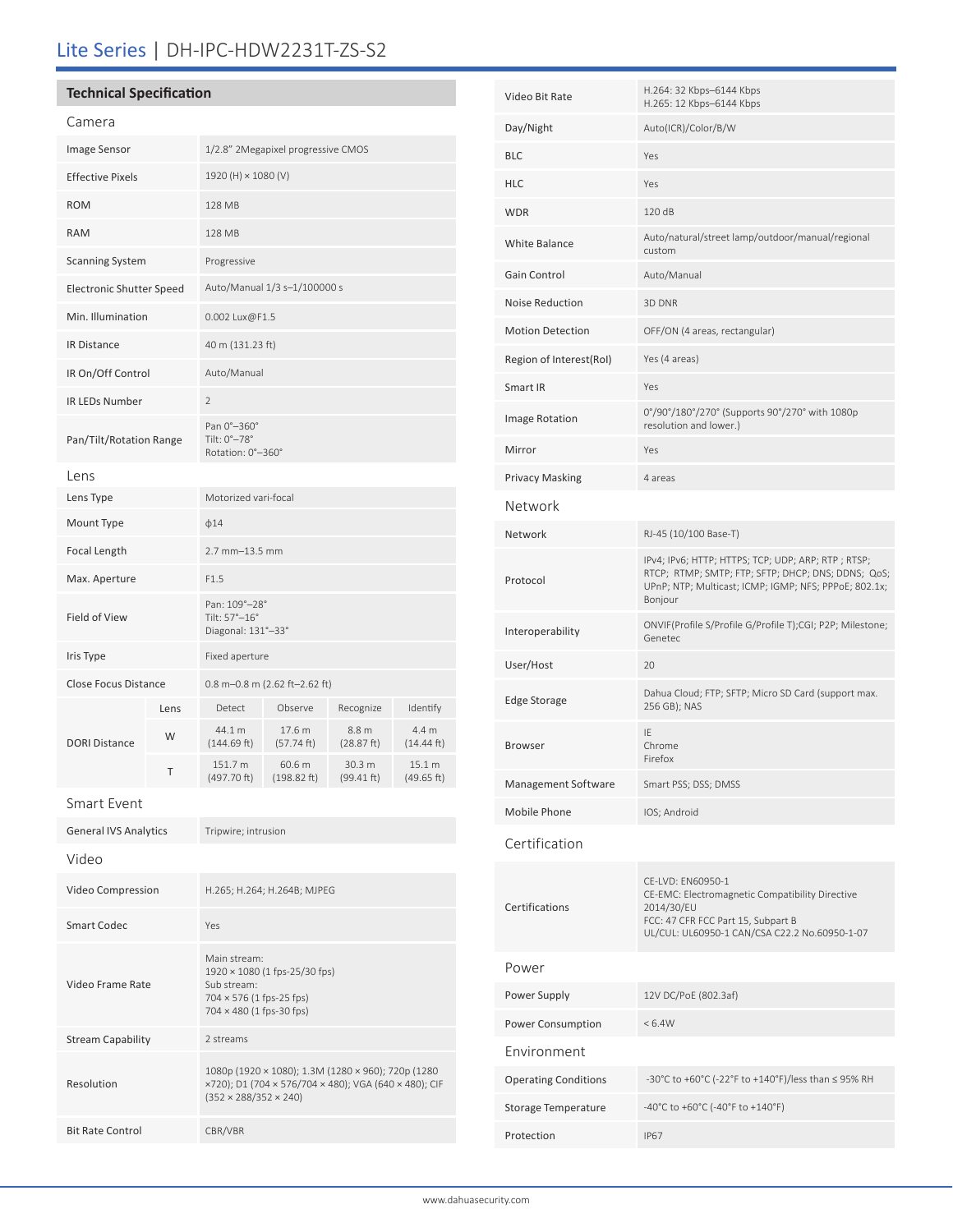# Lite Series | DH-IPC-HDW2231T-ZS-S2

## Technical Specification

### Camera

| | |
|---|---|
| Image Sensor | 1/2.8" 2Megapixel progressive CMOS |
| Effective Pixels | 1920 (H) × 1080 (V) |
| ROM | 128 MB |
| RAM | 128 MB |
| Scanning System | Progressive |
| Electronic Shutter Speed | Auto/Manual 1/3 s–1/100000 s |
| Min. Illumination | 0.002 Lux@F1.5 |
| IR Distance | 40 m (131.23 ft) |
| IR On/Off Control | Auto/Manual |
| IR LEDs Number | 2 |
| Pan/Tilt/Rotation Range | Pan 0°–360°<br>Tilt: 0°–78°<br>Rotation: 0°–360° |

### Lens

| | | | | | |
|---|---|---|---|---|---|
| Lens Type | Motorized vari-focal | | | | |
| Mount Type | ϕ14 | | | | |
| Focal Length | 2.7 mm–13.5 mm | | | | |
| Max. Aperture | F1.5 | | | | |
| Field of View | Pan: 109°–28°<br>Tilt: 57°–16°<br>Diagonal: 131°–33° | | | | |
| Iris Type | Fixed aperture | | | | |
| Close Focus Distance | 0.8 m–0.8 m (2.62 ft–2.62 ft) | | | | |
| DORI Distance | Lens | Detect | Observe | Recognize | Identify |
| | W | 44.1 m (144.69 ft) | 17.6 m (57.74 ft) | 8.8 m (28.87 ft) | 4.4 m (14.44 ft) |
| | T | 151.7 m (497.70 ft) | 60.6 m (198.82 ft) | 30.3 m (99.41 ft) | 15.1 m (49.65 ft) |

### Smart Event

| | |
|---|---|
| General IVS Analytics | Tripwire; intrusion |

### Video

| | |
|---|---|
| Video Compression | H.265; H.264; H.264B; MJPEG |
| Smart Codec | Yes |
| Video Frame Rate | Main stream:<br>1920 × 1080 (1 fps-25/30 fps)<br>Sub stream:<br>704 × 576 (1 fps-25 fps)<br>704 × 480 (1 fps-30 fps) |
| Stream Capability | 2 streams |
| Resolution | 1080p (1920 × 1080); 1.3M (1280 × 960); 720p (1280 ×720); D1 (704 × 576/704 × 480); VGA (640 × 480); CIF (352 × 288/352 × 240) |
| Bit Rate Control | CBR/VBR |
| Video Bit Rate | H.264: 32 Kbps–6144 Kbps<br>H.265: 12 Kbps–6144 Kbps |
| Day/Night | Auto(ICR)/Color/B/W |
| BLC | Yes |
| HLC | Yes |
| WDR | 120 dB |
| White Balance | Auto/natural/street lamp/outdoor/manual/regional custom |
| Gain Control | Auto/Manual |
| Noise Reduction | 3D DNR |
| Motion Detection | OFF/ON (4 areas, rectangular) |
| Region of Interest(RoI) | Yes (4 areas) |
| Smart IR | Yes |
| Image Rotation | 0°/90°/180°/270° (Supports 90°/270° with 1080p resolution and lower.) |
| Mirror | Yes |
| Privacy Masking | 4 areas |

### Network

| | |
|---|---|
| Network | RJ-45 (10/100 Base-T) |
| Protocol | IPv4; IPv6; HTTP; HTTPS; TCP; UDP; ARP; RTP ; RTSP; RTCP; RTMP; SMTP; FTP; SFTP; DHCP; DNS; DDNS; QoS; UPnP; NTP; Multicast; ICMP; IGMP; NFS; PPPoE; 802.1x; Bonjour |
| Interoperability | ONVIF(Profile S/Profile G/Profile T);CGI; P2P; Milestone; Genetec |
| User/Host | 20 |
| Edge Storage | Dahua Cloud; FTP; SFTP; Micro SD Card (support max. 256 GB); NAS |
| Browser | IE<br>Chrome<br>Firefox |
| Management Software | Smart PSS; DSS; DMSS |
| Mobile Phone | IOS; Android |

### Certification

| | |
|---|---|
| Certifications | CE-LVD: EN60950-1<br>CE-EMC: Electromagnetic Compatibility Directive 2014/30/EU<br>FCC: 47 CFR FCC Part 15, Subpart B<br>UL/CUL: UL60950-1 CAN/CSA C22.2 No.60950-1-07 |

### Power

| | |
|---|---|
| Power Supply | 12V DC/PoE (802.3af) |
| Power Consumption | < 6.4W |

### Environment

| | |
|---|---|
| Operating Conditions | -30°C to +60°C (-22°F to +140°F)/less than ≤ 95% RH |
| Storage Temperature | -40°C to +60°C (-40°F to +140°F) |
| Protection | IP67 |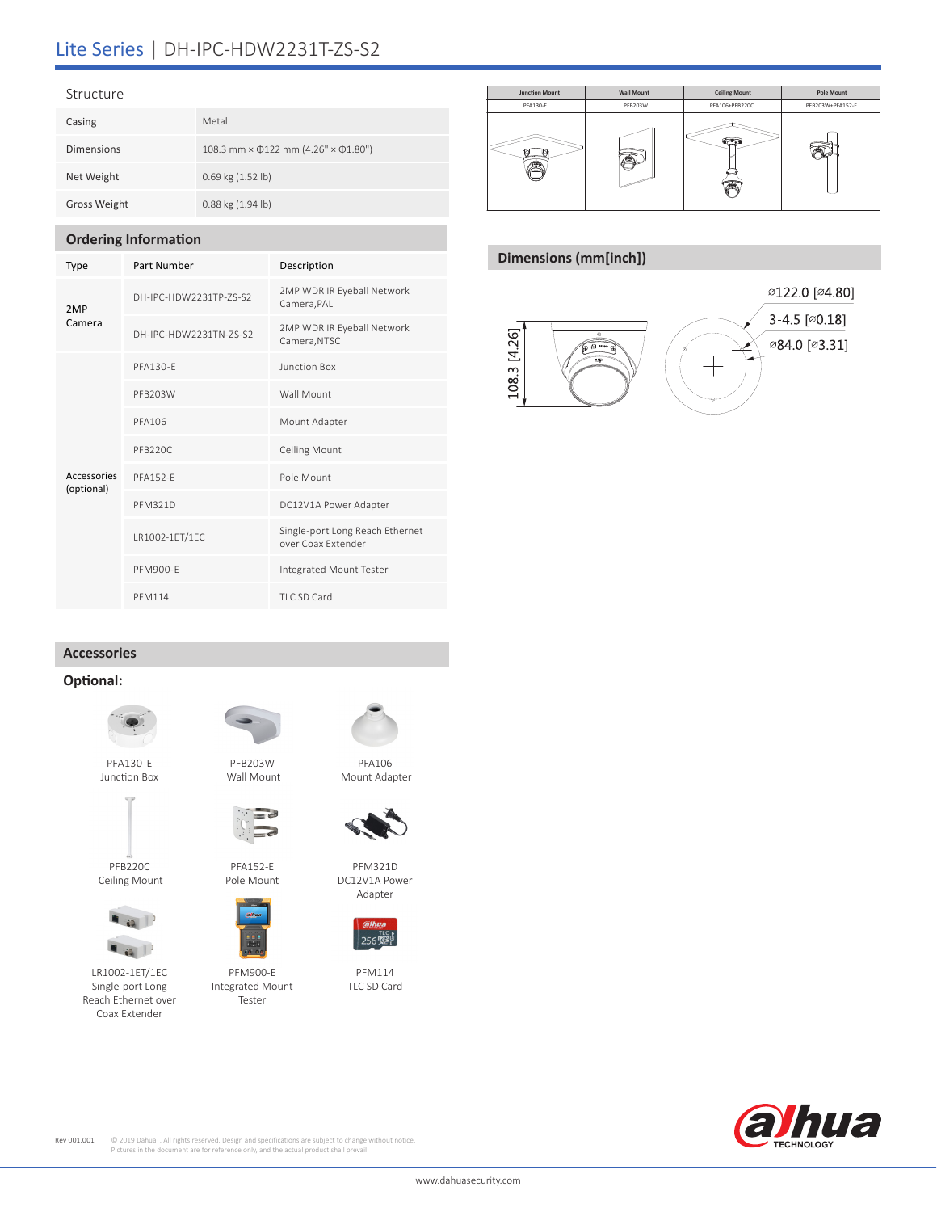# Lite Series | DH-IPC-HDW2231T-ZS-S2

## Structure

| | |
|---|---|
| Casing | Metal |
| Dimensions | 108.3 mm × Φ122 mm (4.26" × Φ1.80") |
| Net Weight | 0.69 kg (1.52 lb) |
| Gross Weight | 0.88 kg (1.94 lb) |

## Ordering Information

| Type | Part Number | Description |
|---|---|---|
| 2MP Camera | DH-IPC-HDW2231TP-ZS-S2 | 2MP WDR IR Eyeball Network Camera,PAL |
| | DH-IPC-HDW2231TN-ZS-S2 | 2MP WDR IR Eyeball Network Camera,NTSC |
| Accessories (optional) | PFA130-E | Junction Box |
| | PFB203W | Wall Mount |
| | PFA106 | Mount Adapter |
| | PFB220C | Ceiling Mount |
| | PFA152-E | Pole Mount |
| | PFM321D | DC12V1A Power Adapter |
| | LR1002-1ET/1EC | Single-port Long Reach Ethernet over Coax Extender |
| | PFM900-E | Integrated Mount Tester |
| | PFM114 | TLC SD Card |

| Junction Mount | Wall Mount | Ceiling Mount | Pole Mount |
|---|---|---|---|
| PFA130-E | PFB203W | PFA106+PFB220C | PFB203W+PFA152-E |

## Dimensions (mm[inch])

⌀122.0 [⌀4.80]
3-4.5 [⌀0.18]
⌀84.0 [⌀3.31]
108.3 [4.26]

## Accessories

### Optional:

PFA130-E
Junction Box

PFB203W
Wall Mount

PFA106
Mount Adapter

PFB220C
Ceiling Mount

PFA152-E
Pole Mount

PFM321D
DC12V1A Power Adapter

LR1002-1ET/1EC
Single-port Long Reach Ethernet over Coax Extender

PFM900-E
Integrated Mount Tester

PFM114
TLC SD Card

Rev 001.001 © 2019 Dahua . All rights reserved. Design and specifications are subject to change without notice. Pictures in the document are for reference only, and the actual product shall prevail.

www.dahuasecurity.com